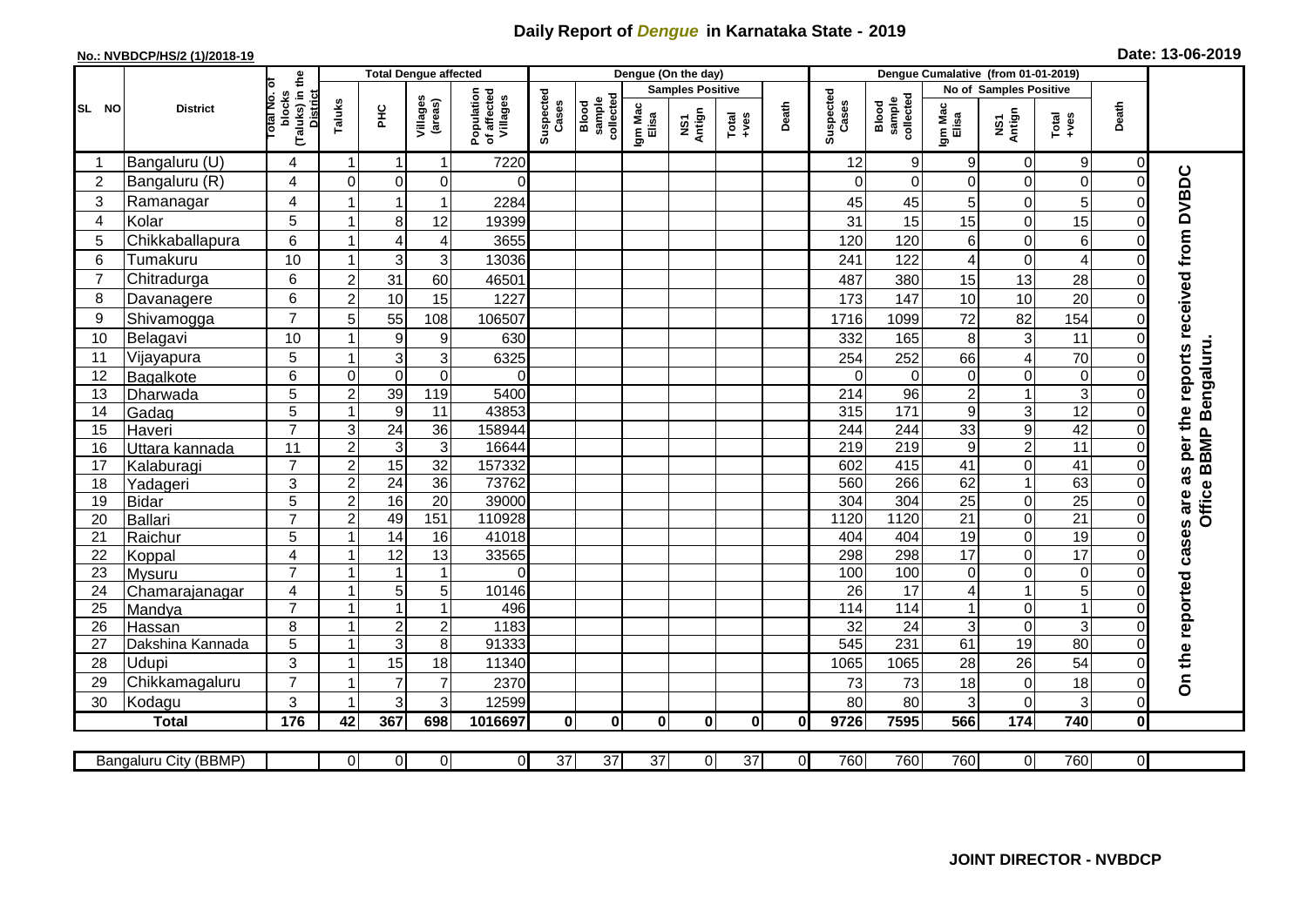# Daily Report of *Dengue* in Karnataka State - 2019

**No.: NVBDCP/HS/2 (1)/2018-19**

**Date: 13-06-2019**

| SL NO | District | Total No. of blocks (Taluks) in the District | Total Dengue affected | | | | Dengue (On the day) | | | | | | | Dengue Cumalative (from 01-01-2019) | | | | | | | |
|---|---|---|---|---|---|---|---|---|---|---|---|---|---|---|---|---|---|---|---|---|
| | | | Taluks | PHC | Villages (areas) | Population of affected Villages | Suspected Cases | Blood sample collected | Samples Positive | | | Death | Suspected Cases | Blood sample collected | No of Samples Positive | | | Death | |
| | | | | | | | | | Igm Mac Elisa | NS1 Antign | Total +ves | | | | Igm Mac Elisa | NS1 Antign | Total +ves | | |
| 1 | Bangaluru (U) | 4 | 1 | 1 | 1 | 7220 | | | | | | | 12 | 9 | 9 | 0 | 9 | 0 | On the reported cases are as per the reports received from DVBDC Office BBMP Bengaluru. |
| 2 | Bangaluru (R) | 4 | 0 | 0 | 0 | 0 | | | | | | | 0 | 0 | 0 | 0 | 0 | 0 | |
| 3 | Ramanagar | 4 | 1 | 1 | 1 | 2284 | | | | | | | 45 | 45 | 5 | 0 | 5 | 0 | |
| 4 | Kolar | 5 | 1 | 8 | 12 | 19399 | | | | | | | 31 | 15 | 15 | 0 | 15 | 0 | |
| 5 | Chikkaballapura | 6 | 1 | 4 | 4 | 3655 | | | | | | | 120 | 120 | 6 | 0 | 6 | 0 | |
| 6 | Tumakuru | 10 | 1 | 3 | 3 | 13036 | | | | | | | 241 | 122 | 4 | 0 | 4 | 0 | |
| 7 | Chitradurga | 6 | 2 | 31 | 60 | 46501 | | | | | | | 487 | 380 | 15 | 13 | 28 | 0 | |
| 8 | Davanagere | 6 | 2 | 10 | 15 | 1227 | | | | | | | 173 | 147 | 10 | 10 | 20 | 0 | |
| 9 | Shivamogga | 7 | 5 | 55 | 108 | 106507 | | | | | | | 1716 | 1099 | 72 | 82 | 154 | 0 | |
| 10 | Belagavi | 10 | 1 | 9 | 9 | 630 | | | | | | | 332 | 165 | 8 | 3 | 11 | 0 | |
| 11 | Vijayapura | 5 | 1 | 3 | 3 | 6325 | | | | | | | 254 | 252 | 66 | 4 | 70 | 0 | |
| 12 | Bagalkote | 6 | 0 | 0 | 0 | 0 | | | | | | | 0 | 0 | 0 | 0 | 0 | 0 | |
| 13 | Dharwada | 5 | 2 | 39 | 119 | 5400 | | | | | | | 214 | 96 | 2 | 1 | 3 | 0 | |
| 14 | Gadag | 5 | 1 | 9 | 11 | 43853 | | | | | | | 315 | 171 | 9 | 3 | 12 | 0 | |
| 15 | Haveri | 7 | 3 | 24 | 36 | 158944 | | | | | | | 244 | 244 | 33 | 9 | 42 | 0 | |
| 16 | Uttara kannada | 11 | 2 | 3 | 3 | 16644 | | | | | | | 219 | 219 | 9 | 2 | 11 | 0 | |
| 17 | Kalaburagi | 7 | 2 | 15 | 32 | 157332 | | | | | | | 602 | 415 | 41 | 0 | 41 | 0 | |
| 18 | Yadageri | 3 | 2 | 24 | 36 | 73762 | | | | | | | 560 | 266 | 62 | 1 | 63 | 0 | |
| 19 | Bidar | 5 | 2 | 16 | 20 | 39000 | | | | | | | 304 | 304 | 25 | 0 | 25 | 0 | |
| 20 | Ballari | 7 | 2 | 49 | 151 | 110928 | | | | | | | 1120 | 1120 | 21 | 0 | 21 | 0 | |
| 21 | Raichur | 5 | 1 | 14 | 16 | 41018 | | | | | | | 404 | 404 | 19 | 0 | 19 | 0 | |
| 22 | Koppal | 4 | 1 | 12 | 13 | 33565 | | | | | | | 298 | 298 | 17 | 0 | 17 | 0 | |
| 23 | Mysuru | 7 | 1 | 1 | 1 | 0 | | | | | | | 100 | 100 | 0 | 0 | 0 | 0 | |
| 24 | Chamarajanagar | 4 | 1 | 5 | 5 | 10146 | | | | | | | 26 | 17 | 4 | 1 | 5 | 0 | |
| 25 | Mandya | 7 | 1 | 1 | 1 | 496 | | | | | | | 114 | 114 | 1 | 0 | 1 | 0 | |
| 26 | Hassan | 8 | 1 | 2 | 2 | 1183 | | | | | | | 32 | 24 | 3 | 0 | 3 | 0 | |
| 27 | Dakshina Kannada | 5 | 1 | 3 | 8 | 91333 | | | | | | | 545 | 231 | 61 | 19 | 80 | 0 | |
| 28 | Udupi | 3 | 1 | 15 | 18 | 11340 | | | | | | | 1065 | 1065 | 28 | 26 | 54 | 0 | |
| 29 | Chikkamagaluru | 7 | 1 | 7 | 7 | 2370 | | | | | | | 73 | 73 | 18 | 0 | 18 | 0 | |
| 30 | Kodagu | 3 | 1 | 3 | 3 | 12599 | | | | | | | 80 | 80 | 3 | 0 | 3 | 0 | |
| | **Total** | **176** | **42** | **367** | **698** | **1016697** | **0** | **0** | **0** | **0** | **0** | **0** | **9726** | **7595** | **566** | **174** | **740** | **0** | |

| Bangaluru City (BBMP) | | 0 | 0 | 0 | 0 | 37 | 37 | 37 | 0 | 37 | 0 | 760 | 760 | 760 | 0 | 760 | 0 |
|---|---|---|---|---|---|---|---|---|---|---|---|---|---|---|---|---|---|

**JOINT DIRECTOR - NVBDCP**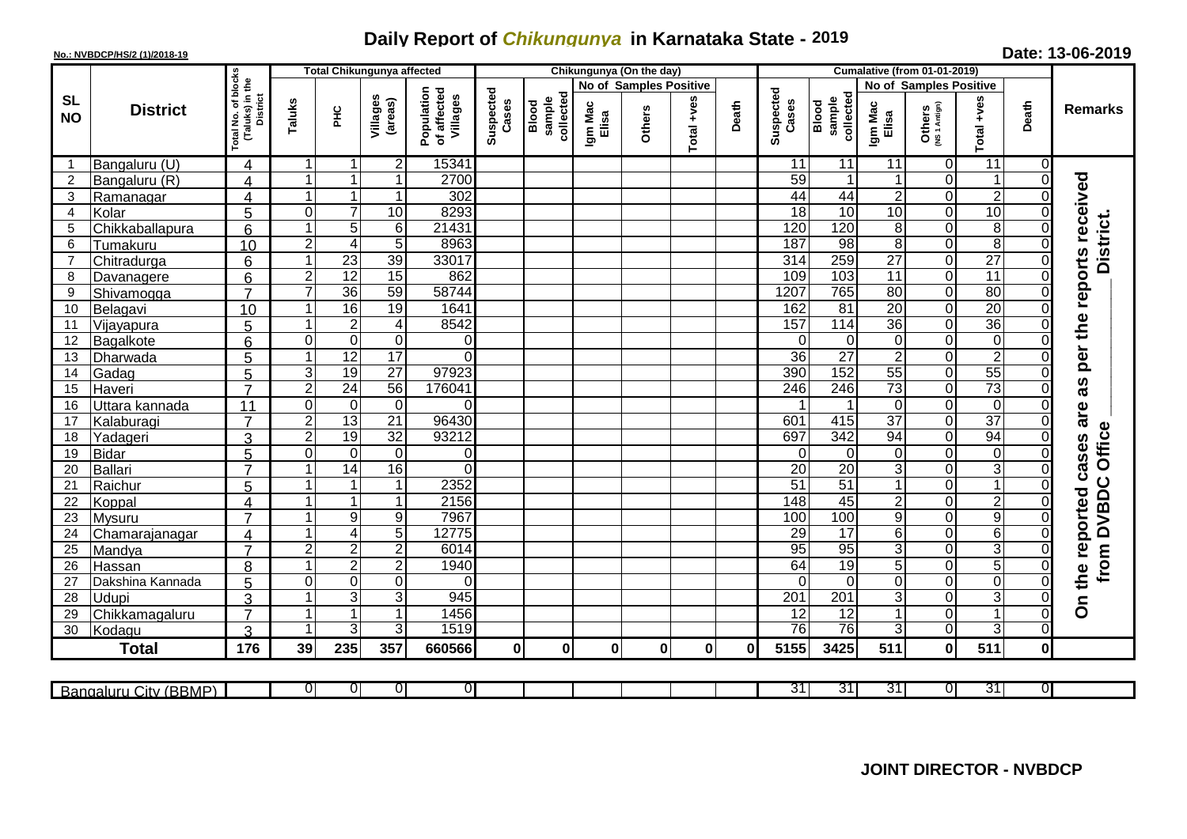# Daily Report of *Chikungunya* in Karnataka State - 2019

**No.: NVBDCP/HS/2 (1)/2018-19**

**Date: 13-06-2019**

| SL NO | District | Total No. of blocks (Taluks) in the District | Total Chikungunya affected | | | | Chikungunya (On the day) | | | | | | | Cumalative (from 01-01-2019) | | | | | | | Remarks |
|---|---|---|---|---|---|---|---|---|---|---|---|---|---|---|---|---|---|---|---|---|---|
| | | | Taluks | PHC | Villages (areas) | Population of affected Villages | Suspected Cases | Blood sample collected | No of Samples Positive | | | Death | Suspected Cases | Blood sample collected | No of Samples Positive | | | Death | |
| | | | | | | | | | Igm Mac Elisa | Others | Total +ves | | | | Igm Mac Elisa | Others (NS 1 Antign) | Total +ves | | |
| 1 | Bangaluru (U) | 4 | 1 | 1 | 2 | 15341 | | | | | | | 11 | 11 | 11 | 0 | 11 | 0 | On the reported cases are as per the reports received from DVBDC Office ___ District. |
| 2 | Bangaluru (R) | 4 | 1 | 1 | 1 | 2700 | | | | | | | 59 | 1 | 1 | 0 | 1 | 0 | |
| 3 | Ramanagar | 4 | 1 | 1 | 1 | 302 | | | | | | | 44 | 44 | 2 | 0 | 2 | 0 | |
| 4 | Kolar | 5 | 0 | 7 | 10 | 8293 | | | | | | | 18 | 10 | 10 | 0 | 10 | 0 | |
| 5 | Chikkaballapura | 6 | 1 | 5 | 6 | 21431 | | | | | | | 120 | 120 | 8 | 0 | 8 | 0 | |
| 6 | Tumakuru | 10 | 2 | 4 | 5 | 8963 | | | | | | | 187 | 98 | 8 | 0 | 8 | 0 | |
| 7 | Chitradurga | 6 | 1 | 23 | 39 | 33017 | | | | | | | 314 | 259 | 27 | 0 | 27 | 0 | |
| 8 | Davanagere | 6 | 2 | 12 | 15 | 862 | | | | | | | 109 | 103 | 11 | 0 | 11 | 0 | |
| 9 | Shivamogga | 7 | 7 | 36 | 59 | 58744 | | | | | | | 1207 | 765 | 80 | 0 | 80 | 0 | |
| 10 | Belagavi | 10 | 1 | 16 | 19 | 1641 | | | | | | | 162 | 81 | 20 | 0 | 20 | 0 | |
| 11 | Vijayapura | 5 | 1 | 2 | 4 | 8542 | | | | | | | 157 | 114 | 36 | 0 | 36 | 0 | |
| 12 | Bagalkote | 6 | 0 | 0 | 0 | 0 | | | | | | | 0 | 0 | 0 | 0 | 0 | 0 | |
| 13 | Dharwada | 5 | 1 | 12 | 17 | 0 | | | | | | | 36 | 27 | 2 | 0 | 2 | 0 | |
| 14 | Gadag | 5 | 3 | 19 | 27 | 97923 | | | | | | | 390 | 152 | 55 | 0 | 55 | 0 | |
| 15 | Haveri | 7 | 2 | 24 | 56 | 176041 | | | | | | | 246 | 246 | 73 | 0 | 73 | 0 | |
| 16 | Uttara kannada | 11 | 0 | 0 | 0 | 0 | | | | | | | 1 | 1 | 0 | 0 | 0 | 0 | |
| 17 | Kalaburagi | 7 | 2 | 13 | 21 | 96430 | | | | | | | 601 | 415 | 37 | 0 | 37 | 0 | |
| 18 | Yadageri | 3 | 2 | 19 | 32 | 93212 | | | | | | | 697 | 342 | 94 | 0 | 94 | 0 | |
| 19 | Bidar | 5 | 0 | 0 | 0 | 0 | | | | | | | 0 | 0 | 0 | 0 | 0 | 0 | |
| 20 | Ballari | 7 | 1 | 14 | 16 | 0 | | | | | | | 20 | 20 | 3 | 0 | 3 | 0 | |
| 21 | Raichur | 5 | 1 | 1 | 1 | 2352 | | | | | | | 51 | 51 | 1 | 0 | 1 | 0 | |
| 22 | Koppal | 4 | 1 | 1 | 1 | 2156 | | | | | | | 148 | 45 | 2 | 0 | 2 | 0 | |
| 23 | Mysuru | 7 | 1 | 9 | 9 | 7967 | | | | | | | 100 | 100 | 9 | 0 | 9 | 0 | |
| 24 | Chamarajanagar | 4 | 1 | 4 | 5 | 12775 | | | | | | | 29 | 17 | 6 | 0 | 6 | 0 | |
| 25 | Mandya | 7 | 2 | 2 | 2 | 6014 | | | | | | | 95 | 95 | 3 | 0 | 3 | 0 | |
| 26 | Hassan | 8 | 1 | 2 | 2 | 1940 | | | | | | | 64 | 19 | 5 | 0 | 5 | 0 | |
| 27 | Dakshina Kannada | 5 | 0 | 0 | 0 | 0 | | | | | | | 0 | 0 | 0 | 0 | 0 | 0 | |
| 28 | Udupi | 3 | 1 | 3 | 3 | 945 | | | | | | | 201 | 201 | 3 | 0 | 3 | 0 | |
| 29 | Chikkamagaluru | 7 | 1 | 1 | 1 | 1456 | | | | | | | 12 | 12 | 1 | 0 | 1 | 0 | |
| 30 | Kodagu | 3 | 1 | 3 | 3 | 1519 | | | | | | | 76 | 76 | 3 | 0 | 3 | 0 | |
| **Total** | | **176** | **39** | **235** | **357** | **660566** | **0** | **0** | **0** | **0** | **0** | **0** | **5155** | **3425** | **511** | **0** | **511** | **0** | |

| | | | | | | | | | | | | | | | | | | |
|---|---|---|---|---|---|---|---|---|---|---|---|---|---|---|---|---|---|---|
| Bangaluru City (BBMP) | | 0 | 0 | 0 | 0 | | | | | | | 31 | 31 | 31 | 0 | 31 | 0 | |

**JOINT DIRECTOR - NVBDCP**